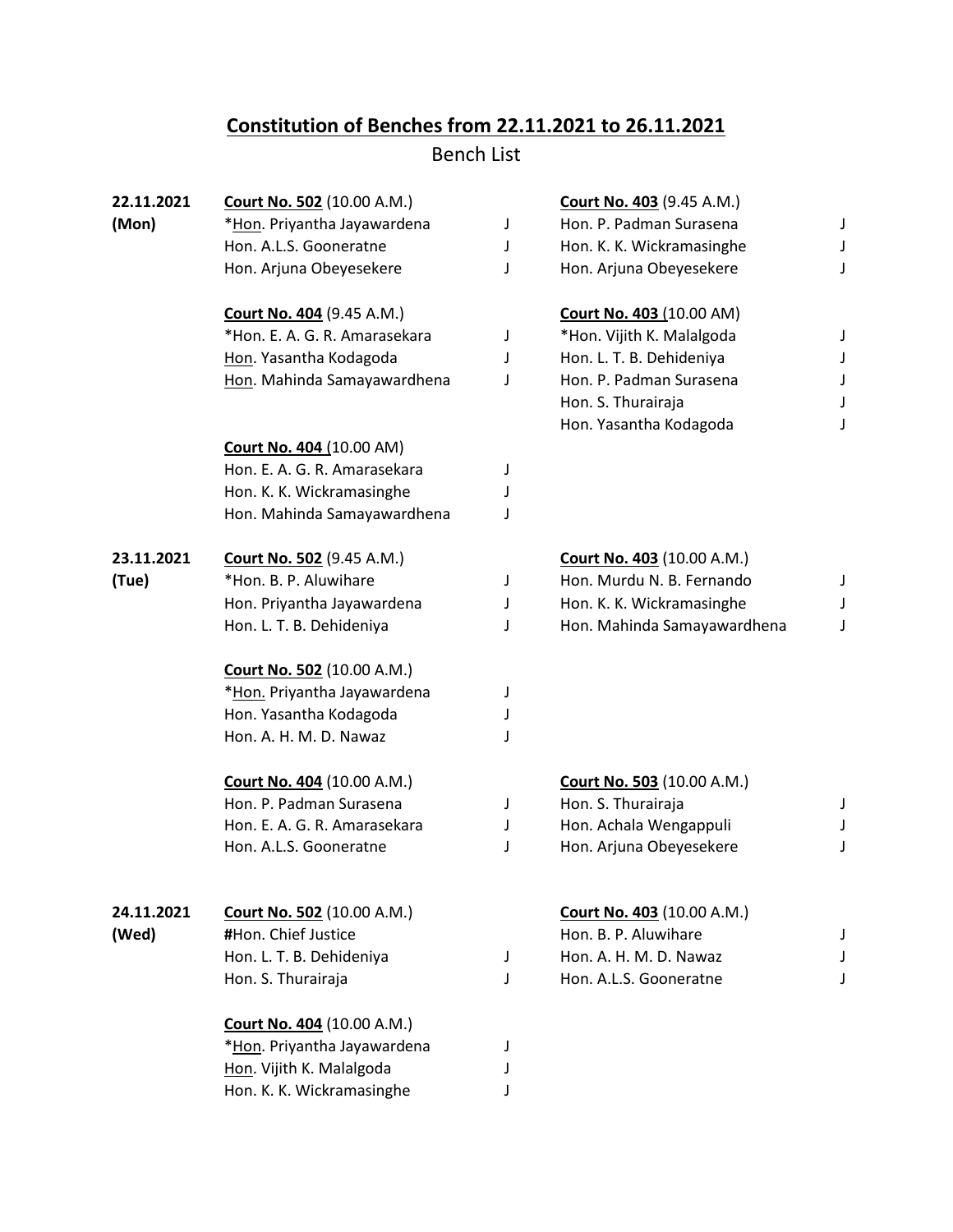## Constitution of Benches from 22.11.2021 to 26.11.2021

Bench List

**22.11.2021 (Mon)**

**Court No. 502** (10.00 A.M.)
*Hon. Priyantha Jayawardena J
Hon. A.L.S. Gooneratne J
Hon. Arjuna Obeyesekere J

**Court No. 403** (9.45 A.M.)
Hon. P. Padman Surasena J
Hon. K. K. Wickramasinghe J
Hon. Arjuna Obeyesekere J

**Court No. 404** (9.45 A.M.)
*Hon. E. A. G. R. Amarasekara J
Hon. Yasantha Kodagoda J
Hon. Mahinda Samayawardhena J

**Court No. 403** (10.00 AM)
*Hon. Vijith K. Malalgoda J
Hon. L. T. B. Dehideniya J
Hon. P. Padman Surasena J
Hon. S. Thurairaja J
Hon. Yasantha Kodagoda J

**Court No. 404** (10.00 AM)
Hon. E. A. G. R. Amarasekara J
Hon. K. K. Wickramasinghe J
Hon. Mahinda Samayawardhena J

**23.11.2021 (Tue)**

**Court No. 502** (9.45 A.M.)
*Hon. B. P. Aluwihare J
Hon. Priyantha Jayawardena J
Hon. L. T. B. Dehideniya J

**Court No. 403** (10.00 A.M.)
Hon. Murdu N. B. Fernando J
Hon. K. K. Wickramasinghe J
Hon. Mahinda Samayawardhena J

**Court No. 502** (10.00 A.M.)
*Hon. Priyantha Jayawardena J
Hon. Yasantha Kodagoda J
Hon. A. H. M. D. Nawaz J

**Court No. 404** (10.00 A.M.)
Hon. P. Padman Surasena J
Hon. E. A. G. R. Amarasekara J
Hon. A.L.S. Gooneratne J

**Court No. 503** (10.00 A.M.)
Hon. S. Thurairaja J
Hon. Achala Wengappuli J
Hon. Arjuna Obeyesekere J

**24.11.2021 (Wed)**

**Court No. 502** (10.00 A.M.)
#Hon. Chief Justice
Hon. L. T. B. Dehideniya J
Hon. S. Thurairaja J

**Court No. 403** (10.00 A.M.)
Hon. B. P. Aluwihare J
Hon. A. H. M. D. Nawaz J
Hon. A.L.S. Gooneratne J

**Court No. 404** (10.00 A.M.)
*Hon. Priyantha Jayawardena J
Hon. Vijith K. Malalgoda J
Hon. K. K. Wickramasinghe J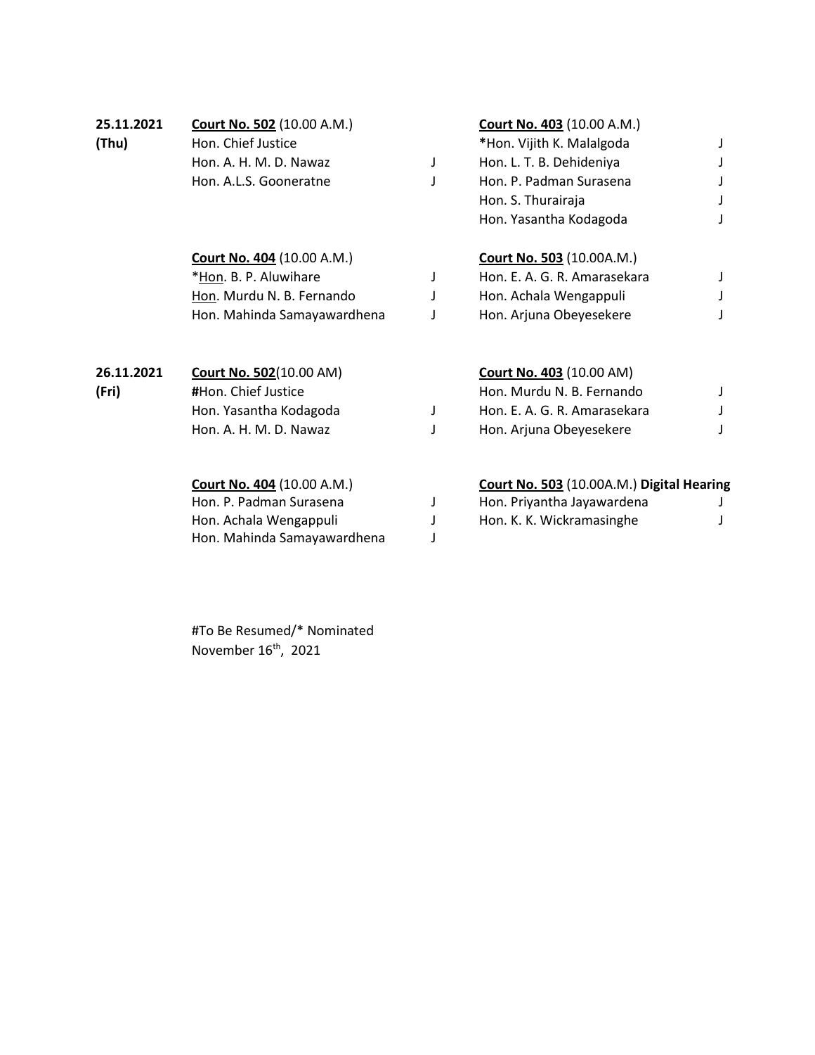**25.11.2021 (Thu)**

**Court No. 502** (10.00 A.M.)
Hon. Chief Justice
Hon. A. H. M. D. Nawaz J
Hon. A.L.S. Gooneratne J

**Court No. 403** (10.00 A.M.)
***Hon. Vijith K. Malalgoda J
Hon. L. T. B. Dehideniya J
Hon. P. Padman Surasena J
Hon. S. Thurairaja J
Hon. Yasantha Kodagoda J

**Court No. 404** (10.00 A.M.)
*Hon. B. P. Aluwihare J
Hon. Murdu N. B. Fernando J
Hon. Mahinda Samayawardhena J

**Court No. 503** (10.00A.M.)
Hon. E. A. G. R. Amarasekara J
Hon. Achala Wengappuli J
Hon. Arjuna Obeyesekere J

**26.11.2021 (Fri)**

**Court No. 502**(10.00 AM)
**#**Hon. Chief Justice
Hon. Yasantha Kodagoda J
Hon. A. H. M. D. Nawaz J

**Court No. 403** (10.00 AM)
Hon. Murdu N. B. Fernando J
Hon. E. A. G. R. Amarasekara J
Hon. Arjuna Obeyesekere J

**Court No. 404** (10.00 A.M.)
Hon. P. Padman Surasena J
Hon. Achala Wengappuli J
Hon. Mahinda Samayawardhena J

**Court No. 503** (10.00A.M.) **Digital Hearing**
Hon. Priyantha Jayawardena J
Hon. K. K. Wickramasinghe J

#To Be Resumed/* Nominated
November 16th, 2021